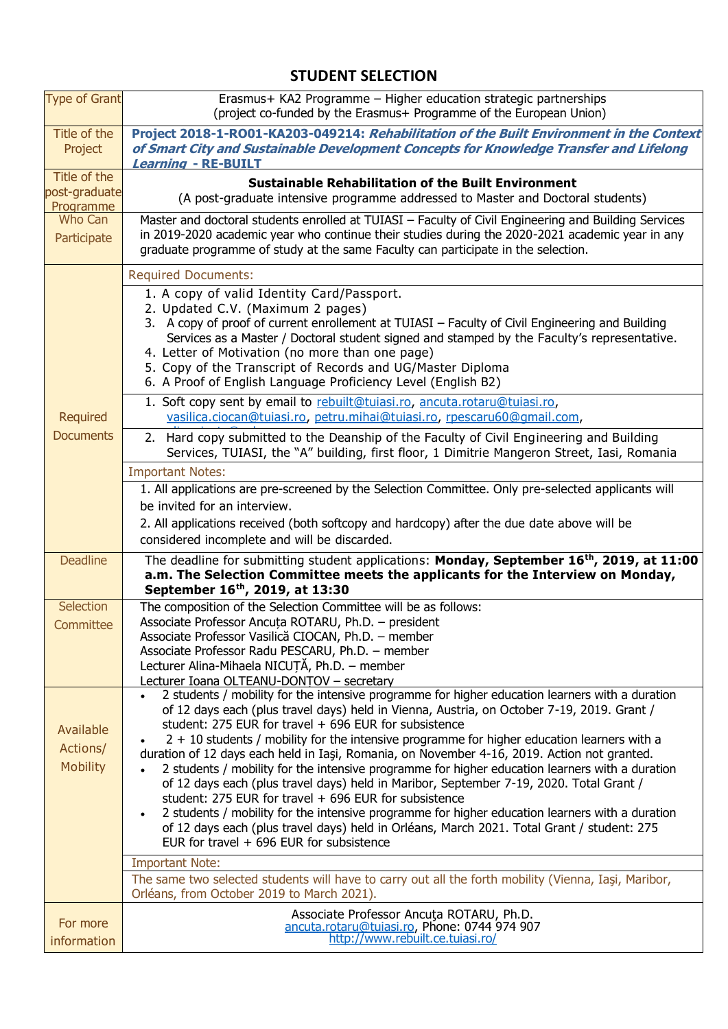# STUDENT SELECTION

| Type of Grant | Erasmus+ KA2 Programme – Higher education strategic partnerships (project co-funded by the Erasmus+ Programme of the European Union) |
|---|---|
| Title of the Project | **Project 2018-1-RO01-KA203-049214:** ***Rehabilitation of the Built Environment in the Context of Smart City and Sustainable Development Concepts for Knowledge Transfer and Lifelong Learning* - RE-BUILT** |
| Title of the post-graduate Programme | **Sustainable Rehabilitation of the Built Environment** (A post-graduate intensive programme addressed to Master and Doctoral students) |
| Who Can Participate | Master and doctoral students enrolled at TUIASI – Faculty of Civil Engineering and Building Services in 2019-2020 academic year who continue their studies during the 2020-2021 academic year in any graduate programme of study at the same Faculty can participate in the selection. |
| Required Documents | Required Documents:<br>1. A copy of valid Identity Card/Passport.<br>2. Updated C.V. (Maximum 2 pages)<br>3. A copy of proof of current enrollement at TUIASI – Faculty of Civil Engineering and Building Services as a Master / Doctoral student signed and stamped by the Faculty's representative.<br>4. Letter of Motivation (no more than one page)<br>5. Copy of the Transcript of Records and UG/Master Diploma<br>6. A Proof of English Language Proficiency Level (English B2)<br><br>1. Soft copy sent by email to rebuilt@tuiasi.ro, ancuta.rotaru@tuiasi.ro, vasilica.ciocan@tuiasi.ro, petru.mihai@tuiasi.ro, rpescaru60@gmail.com,<br>2. Hard copy submitted to the Deanship of the Faculty of Civil Engineering and Building Services, TUIASI, the "A" building, first floor, 1 Dimitrie Mangeron Street, Iasi, Romania<br><br>Important Notes:<br>1. All applications are pre-screened by the Selection Committee. Only pre-selected applicants will be invited for an interview.<br>2. All applications received (both softcopy and hardcopy) after the due date above will be considered incomplete and will be discarded. |
| Deadline | The deadline for submitting student applications: **Monday, September 16th, 2019, at 11:00 a.m. The Selection Committee meets the applicants for the Interview on Monday, September 16th, 2019, at 13:30** |
| Selection Committee | The composition of the Selection Committee will be as follows:<br>Associate Professor Ancuța ROTARU, Ph.D. – president<br>Associate Professor Vasilică CIOCAN, Ph.D. – member<br>Associate Professor Radu PESCARU, Ph.D. – member<br>Lecturer Alina-Mihaela NICUȚĂ, Ph.D. – member<br>Lecturer Ioana OLTEANU-DONTOV – secretary |
| Available Actions/ Mobility | • 2 students / mobility for the intensive programme for higher education learners with a duration of 12 days each (plus travel days) held in Vienna, Austria, on October 7-19, 2019. Grant / student: 275 EUR for travel + 696 EUR for subsistence<br>• 2 + 10 students / mobility for the intensive programme for higher education learners with a duration of 12 days each held in Iaşi, Romania, on November 4-16, 2019. Action not granted.<br>• 2 students / mobility for the intensive programme for higher education learners with a duration of 12 days each (plus travel days) held in Maribor, September 7-19, 2020. Total Grant / student: 275 EUR for travel + 696 EUR for subsistence<br>• 2 students / mobility for the intensive programme for higher education learners with a duration of 12 days each (plus travel days) held in Orléans, March 2021. Total Grant / student: 275 EUR for travel + 696 EUR for subsistence<br><br>Important Note:<br>The same two selected students will have to carry out all the forth mobility (Vienna, Iaşi, Maribor, Orléans, from October 2019 to March 2021). |
| For more information | Associate Professor Ancuţa ROTARU, Ph.D.<br>ancuta.rotaru@tuiasi.ro, Phone: 0744 974 907<br>http://www.rebuilt.ce.tuiasi.ro/ |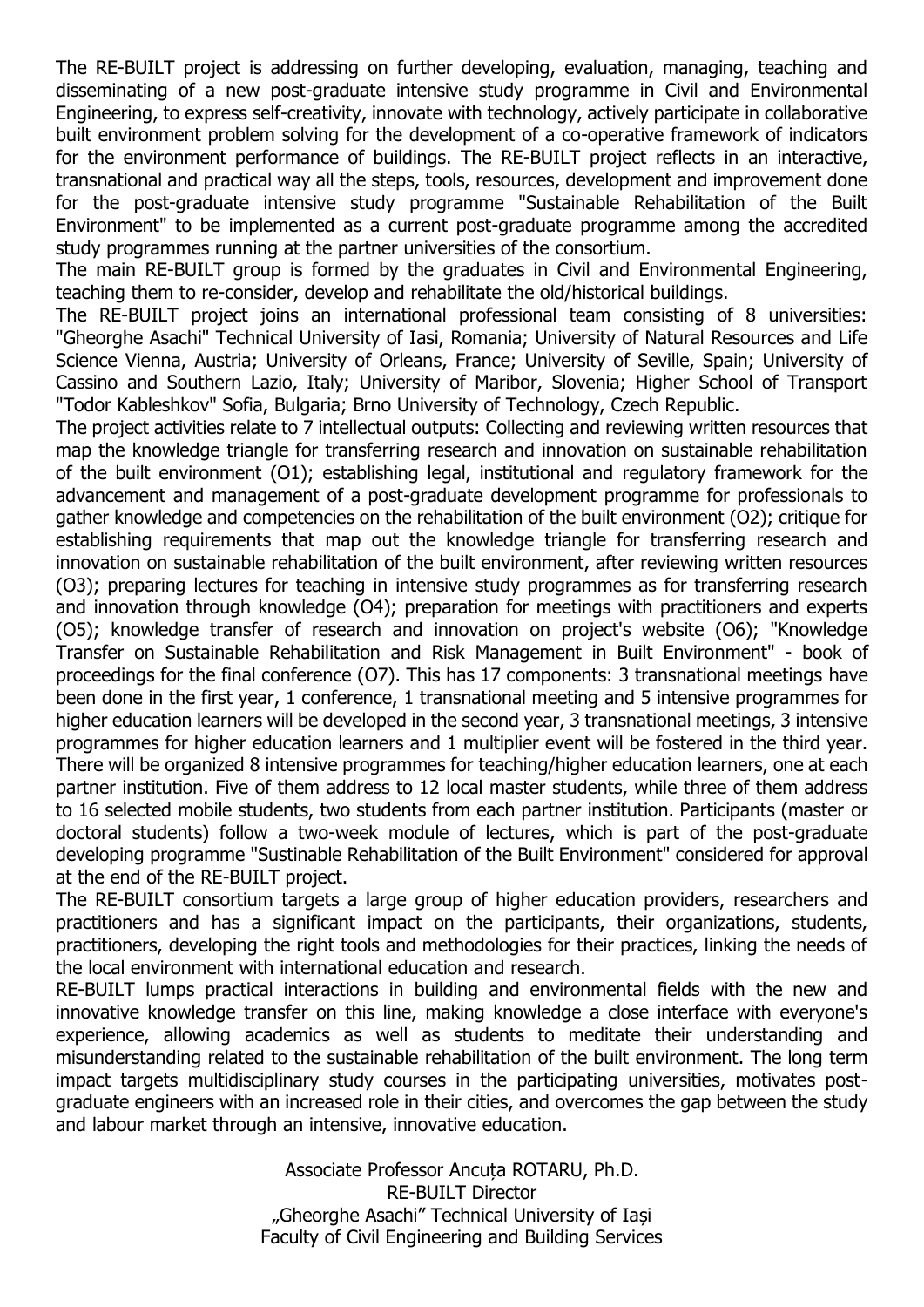The RE-BUILT project is addressing on further developing, evaluation, managing, teaching and disseminating of a new post-graduate intensive study programme in Civil and Environmental Engineering, to express self-creativity, innovate with technology, actively participate in collaborative built environment problem solving for the development of a co-operative framework of indicators for the environment performance of buildings. The RE-BUILT project reflects in an interactive, transnational and practical way all the steps, tools, resources, development and improvement done for the post-graduate intensive study programme "Sustainable Rehabilitation of the Built Environment" to be implemented as a current post-graduate programme among the accredited study programmes running at the partner universities of the consortium.

The main RE-BUILT group is formed by the graduates in Civil and Environmental Engineering, teaching them to re-consider, develop and rehabilitate the old/historical buildings.

The RE-BUILT project joins an international professional team consisting of 8 universities: "Gheorghe Asachi" Technical University of Iasi, Romania; University of Natural Resources and Life Science Vienna, Austria; University of Orleans, France; University of Seville, Spain; University of Cassino and Southern Lazio, Italy; University of Maribor, Slovenia; Higher School of Transport "Todor Kableshkov" Sofia, Bulgaria; Brno University of Technology, Czech Republic.

The project activities relate to 7 intellectual outputs: Collecting and reviewing written resources that map the knowledge triangle for transferring research and innovation on sustainable rehabilitation of the built environment (O1); establishing legal, institutional and regulatory framework for the advancement and management of a post-graduate development programme for professionals to gather knowledge and competencies on the rehabilitation of the built environment (O2); critique for establishing requirements that map out the knowledge triangle for transferring research and innovation on sustainable rehabilitation of the built environment, after reviewing written resources (O3); preparing lectures for teaching in intensive study programmes as for transferring research and innovation through knowledge (O4); preparation for meetings with practitioners and experts (O5); knowledge transfer of research and innovation on project's website (O6); "Knowledge Transfer on Sustainable Rehabilitation and Risk Management in Built Environment" - book of proceedings for the final conference (O7). This has 17 components: 3 transnational meetings have been done in the first year, 1 conference, 1 transnational meeting and 5 intensive programmes for higher education learners will be developed in the second year, 3 transnational meetings, 3 intensive programmes for higher education learners and 1 multiplier event will be fostered in the third year. There will be organized 8 intensive programmes for teaching/higher education learners, one at each partner institution. Five of them address to 12 local master students, while three of them address to 16 selected mobile students, two students from each partner institution. Participants (master or doctoral students) follow a two-week module of lectures, which is part of the post-graduate developing programme "Sustinable Rehabilitation of the Built Environment" considered for approval at the end of the RE-BUILT project.

The RE-BUILT consortium targets a large group of higher education providers, researchers and practitioners and has a significant impact on the participants, their organizations, students, practitioners, developing the right tools and methodologies for their practices, linking the needs of the local environment with international education and research.

RE-BUILT lumps practical interactions in building and environmental fields with the new and innovative knowledge transfer on this line, making knowledge a close interface with everyone's experience, allowing academics as well as students to meditate their understanding and misunderstanding related to the sustainable rehabilitation of the built environment. The long term impact targets multidisciplinary study courses in the participating universities, motivates post-graduate engineers with an increased role in their cities, and overcomes the gap between the study and labour market through an intensive, innovative education.

Associate Professor Ancuța ROTARU, Ph.D.
RE-BUILT Director
„Gheorghe Asachi" Technical University of Iași
Faculty of Civil Engineering and Building Services